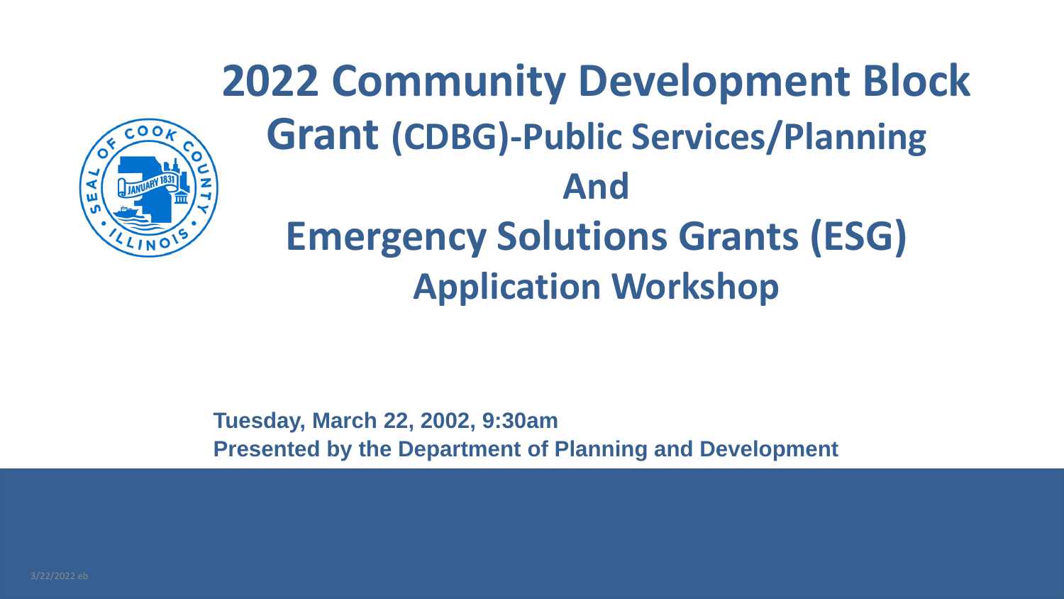# 2022 Community Development Block Grant (CDBG)-Public Services/Planning And Emergency Solutions Grants (ESG) Application Workshop

**Tuesday, March 22, 2002, 9:30am**
**Presented by the Department of Planning and Development**

3/22/2022 eb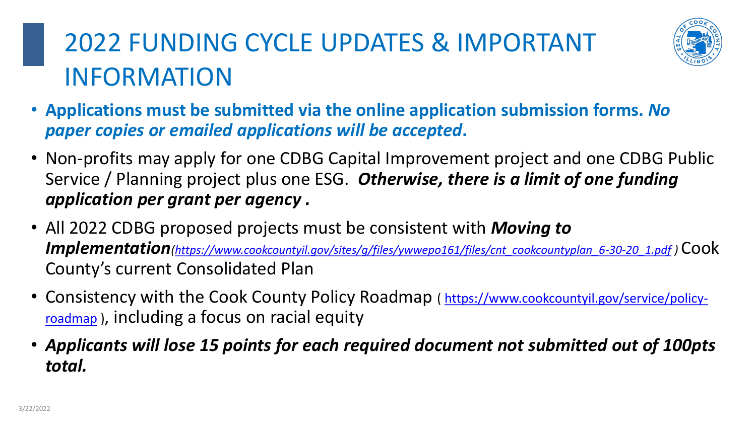# 2022 FUNDING CYCLE UPDATES & IMPORTANT INFORMATION

- **Applications must be submitted via the online application submission forms.** ***No paper copies or emailed applications will be accepted*****.**
- Non-profits may apply for one CDBG Capital Improvement project and one CDBG Public Service / Planning project plus one ESG. ***Otherwise, there is a limit of one funding application per grant per agency .***
- All 2022 CDBG proposed projects must be consistent with ***Moving to Implementation****(https://www.cookcountyil.gov/sites/g/files/ywwepo161/files/cnt_cookcountyplan_6-30-20_1.pdf )* Cook County's current Consolidated Plan
- Consistency with the Cook County Policy Roadmap ( https://www.cookcountyil.gov/service/policy-roadmap ), including a focus on racial equity
- ***Applicants will lose 15 points for each required document not submitted out of 100pts total.***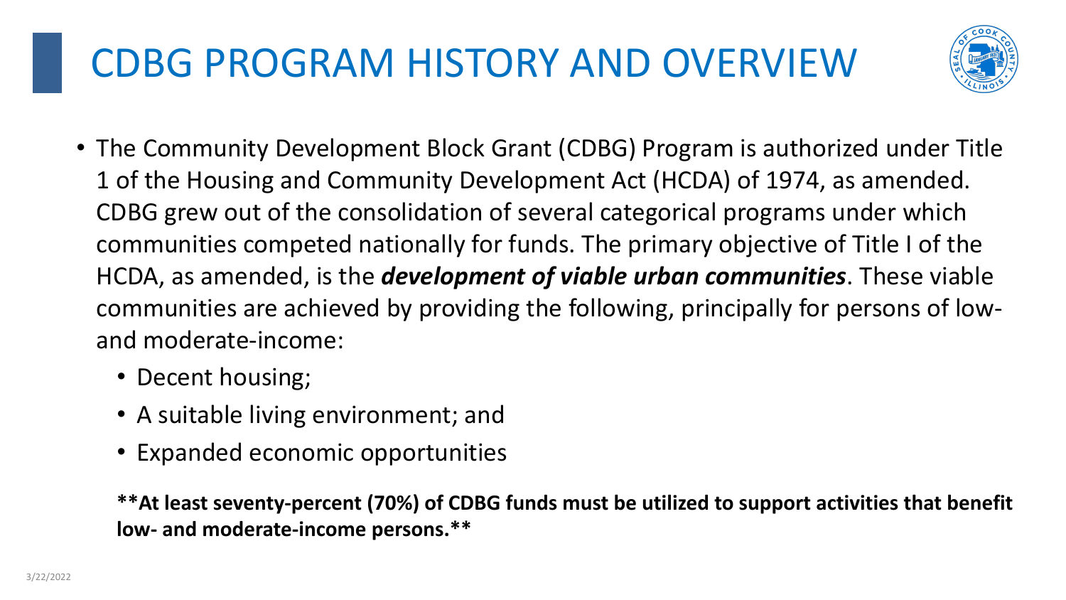# CDBG PROGRAM HISTORY AND OVERVIEW

- The Community Development Block Grant (CDBG) Program is authorized under Title 1 of the Housing and Community Development Act (HCDA) of 1974, as amended. CDBG grew out of the consolidation of several categorical programs under which communities competed nationally for funds. The primary objective of Title I of the HCDA, as amended, is the ***development of viable urban communities***. These viable communities are achieved by providing the following, principally for persons of low- and moderate-income:
  - Decent housing;
  - A suitable living environment; and
  - Expanded economic opportunities

**\*\*At least seventy-percent (70%) of CDBG funds must be utilized to support activities that benefit low- and moderate-income persons.\*\***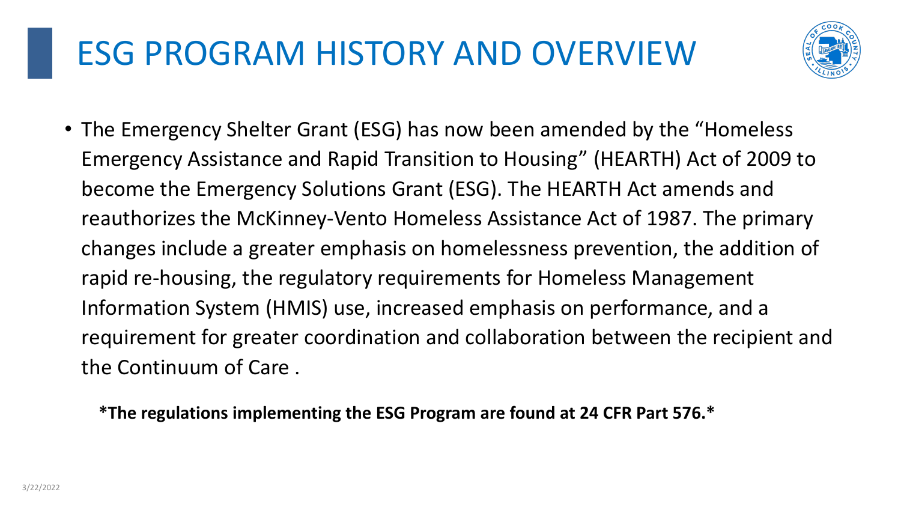# ESG PROGRAM HISTORY AND OVERVIEW

- The Emergency Shelter Grant (ESG) has now been amended by the "Homeless Emergency Assistance and Rapid Transition to Housing" (HEARTH) Act of 2009 to become the Emergency Solutions Grant (ESG). The HEARTH Act amends and reauthorizes the McKinney-Vento Homeless Assistance Act of 1987. The primary changes include a greater emphasis on homelessness prevention, the addition of rapid re-housing, the regulatory requirements for Homeless Management Information System (HMIS) use, increased emphasis on performance, and a requirement for greater coordination and collaboration between the recipient and the Continuum of Care .

**\*The regulations implementing the ESG Program are found at 24 CFR Part 576.\***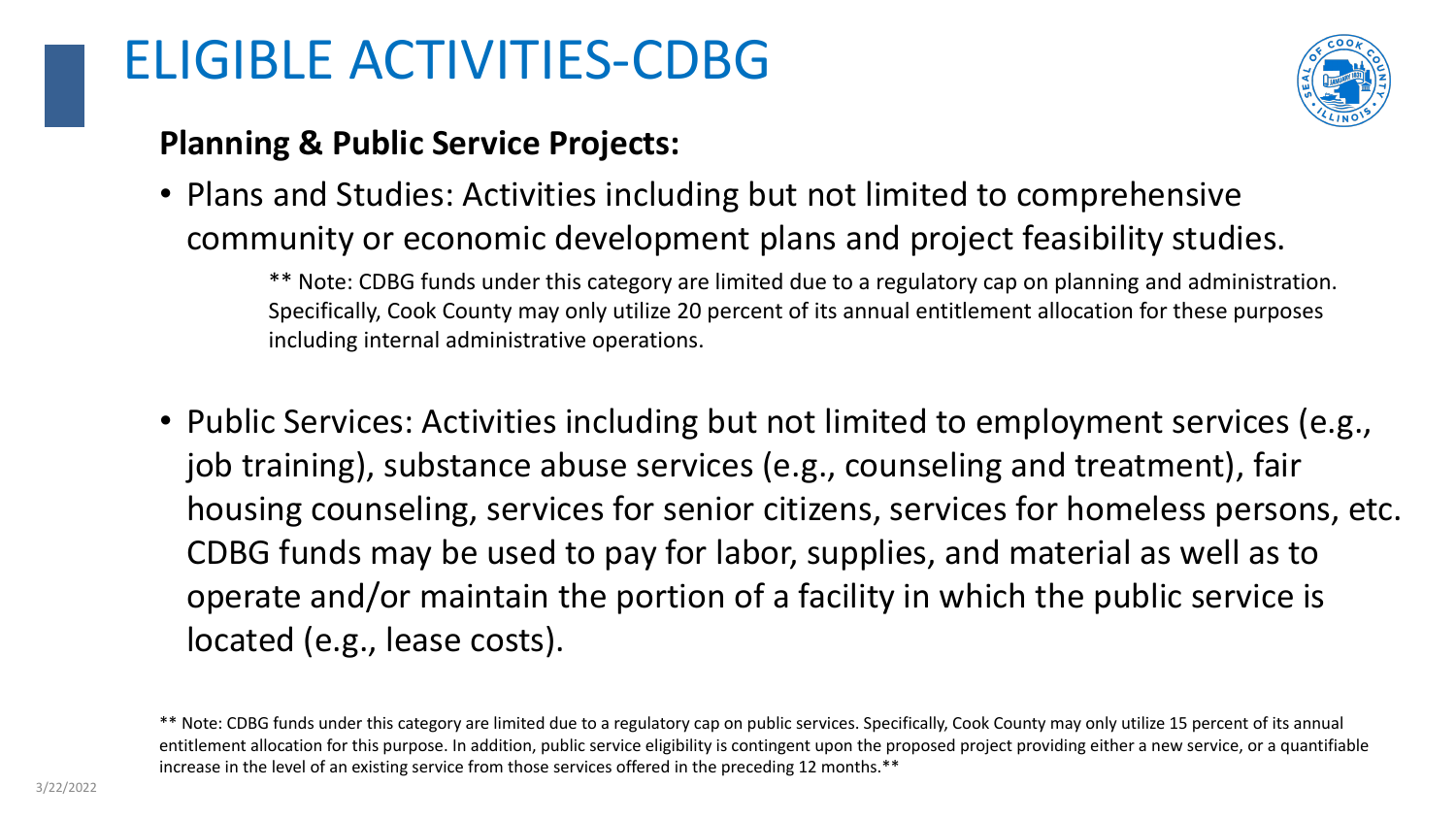# ELIGIBLE ACTIVITIES-CDBG

**Planning & Public Service Projects:**

- Plans and Studies: Activities including but not limited to comprehensive community or economic development plans and project feasibility studies.

  ** Note: CDBG funds under this category are limited due to a regulatory cap on planning and administration. Specifically, Cook County may only utilize 20 percent of its annual entitlement allocation for these purposes including internal administrative operations.

- Public Services: Activities including but not limited to employment services (e.g., job training), substance abuse services (e.g., counseling and treatment), fair housing counseling, services for senior citizens, services for homeless persons, etc. CDBG funds may be used to pay for labor, supplies, and material as well as to operate and/or maintain the portion of a facility in which the public service is located (e.g., lease costs).

** Note: CDBG funds under this category are limited due to a regulatory cap on public services. Specifically, Cook County may only utilize 15 percent of its annual entitlement allocation for this purpose. In addition, public service eligibility is contingent upon the proposed project providing either a new service, or a quantifiable increase in the level of an existing service from those services offered in the preceding 12 months.**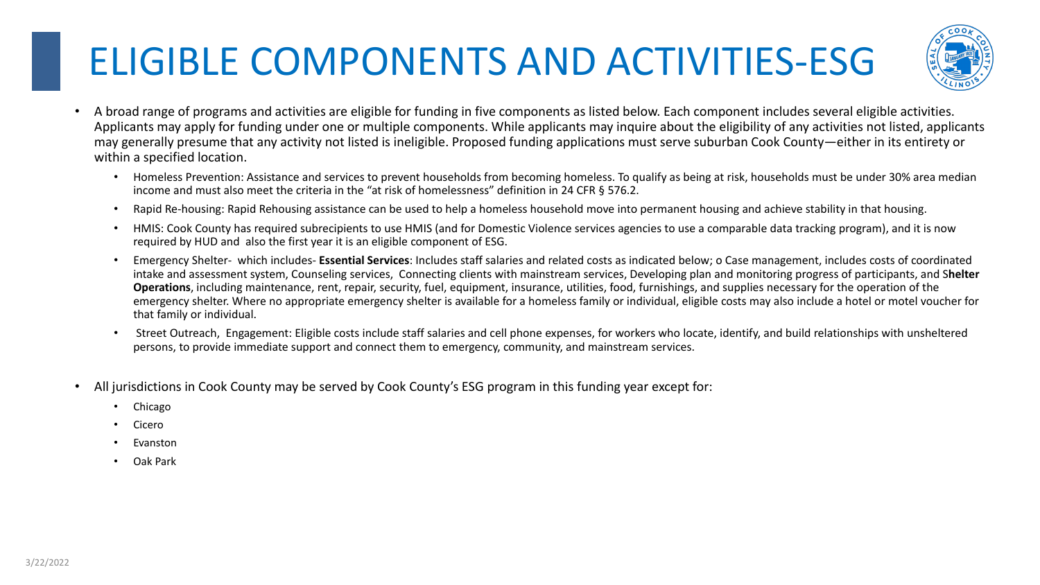# ELIGIBLE COMPONENTS AND ACTIVITIES-ESG

- A broad range of programs and activities are eligible for funding in five components as listed below. Each component includes several eligible activities. Applicants may apply for funding under one or multiple components. While applicants may inquire about the eligibility of any activities not listed, applicants may generally presume that any activity not listed is ineligible. Proposed funding applications must serve suburban Cook County—either in its entirety or within a specified location.
  - Homeless Prevention: Assistance and services to prevent households from becoming homeless. To qualify as being at risk, households must be under 30% area median income and must also meet the criteria in the "at risk of homelessness" definition in 24 CFR § 576.2.
  - Rapid Re-housing: Rapid Rehousing assistance can be used to help a homeless household move into permanent housing and achieve stability in that housing.
  - HMIS: Cook County has required subrecipients to use HMIS (and for Domestic Violence services agencies to use a comparable data tracking program), and it is now required by HUD and also the first year it is an eligible component of ESG.
  - Emergency Shelter- which includes- **Essential Services**: Includes staff salaries and related costs as indicated below; o Case management, includes costs of coordinated intake and assessment system, Counseling services, Connecting clients with mainstream services, Developing plan and monitoring progress of participants, and S**helter Operations**, including maintenance, rent, repair, security, fuel, equipment, insurance, utilities, food, furnishings, and supplies necessary for the operation of the emergency shelter. Where no appropriate emergency shelter is available for a homeless family or individual, eligible costs may also include a hotel or motel voucher for that family or individual.
  - Street Outreach, Engagement: Eligible costs include staff salaries and cell phone expenses, for workers who locate, identify, and build relationships with unsheltered persons, to provide immediate support and connect them to emergency, community, and mainstream services.
- All jurisdictions in Cook County may be served by Cook County's ESG program in this funding year except for:
  - Chicago
  - Cicero
  - Evanston
  - Oak Park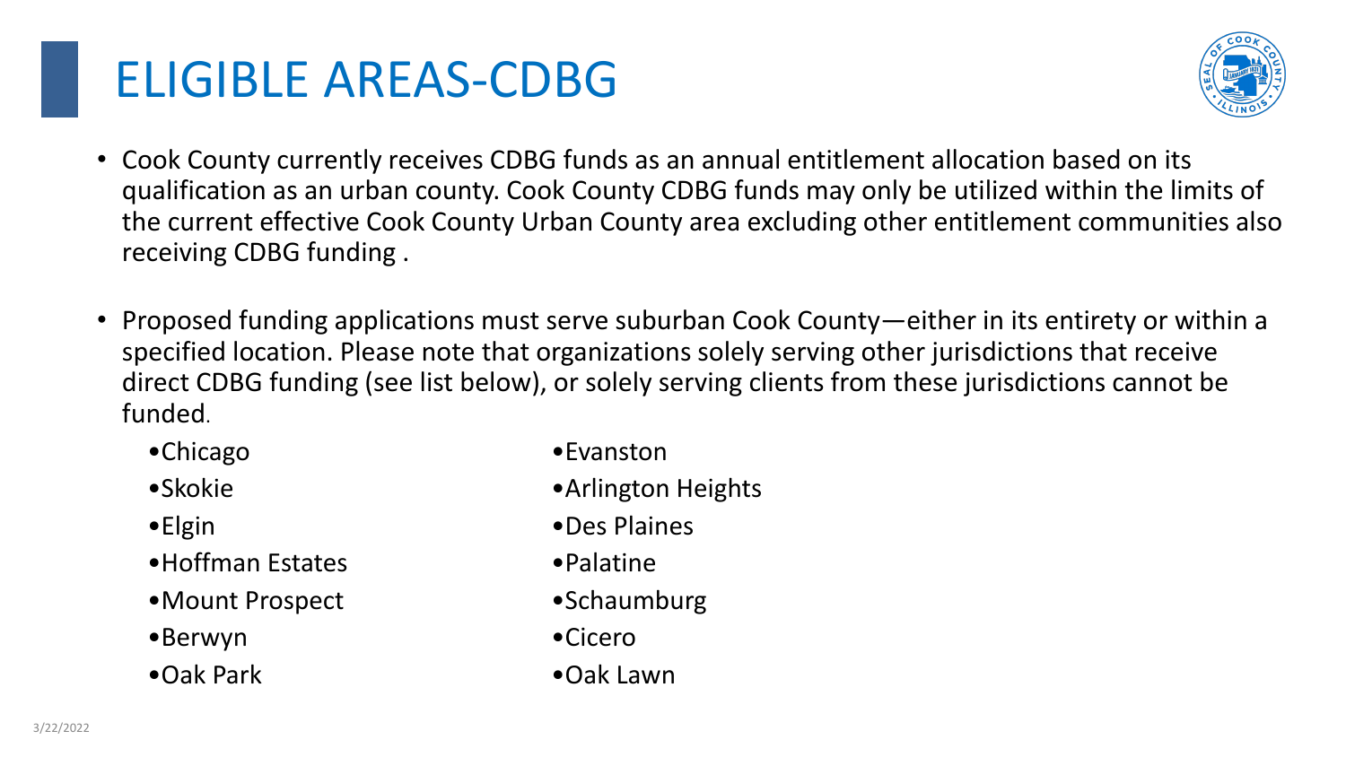# ELIGIBLE AREAS-CDBG

- Cook County currently receives CDBG funds as an annual entitlement allocation based on its qualification as an urban county. Cook County CDBG funds may only be utilized within the limits of the current effective Cook County Urban County area excluding other entitlement communities also receiving CDBG funding .
- Proposed funding applications must serve suburban Cook County—either in its entirety or within a specified location. Please note that organizations solely serving other jurisdictions that receive direct CDBG funding (see list below), or solely serving clients from these jurisdictions cannot be funded.
  - Chicago
  - Skokie
  - Elgin
  - Hoffman Estates
  - Mount Prospect
  - Berwyn
  - Oak Park
  - Evanston
  - Arlington Heights
  - Des Plaines
  - Palatine
  - Schaumburg
  - Cicero
  - Oak Lawn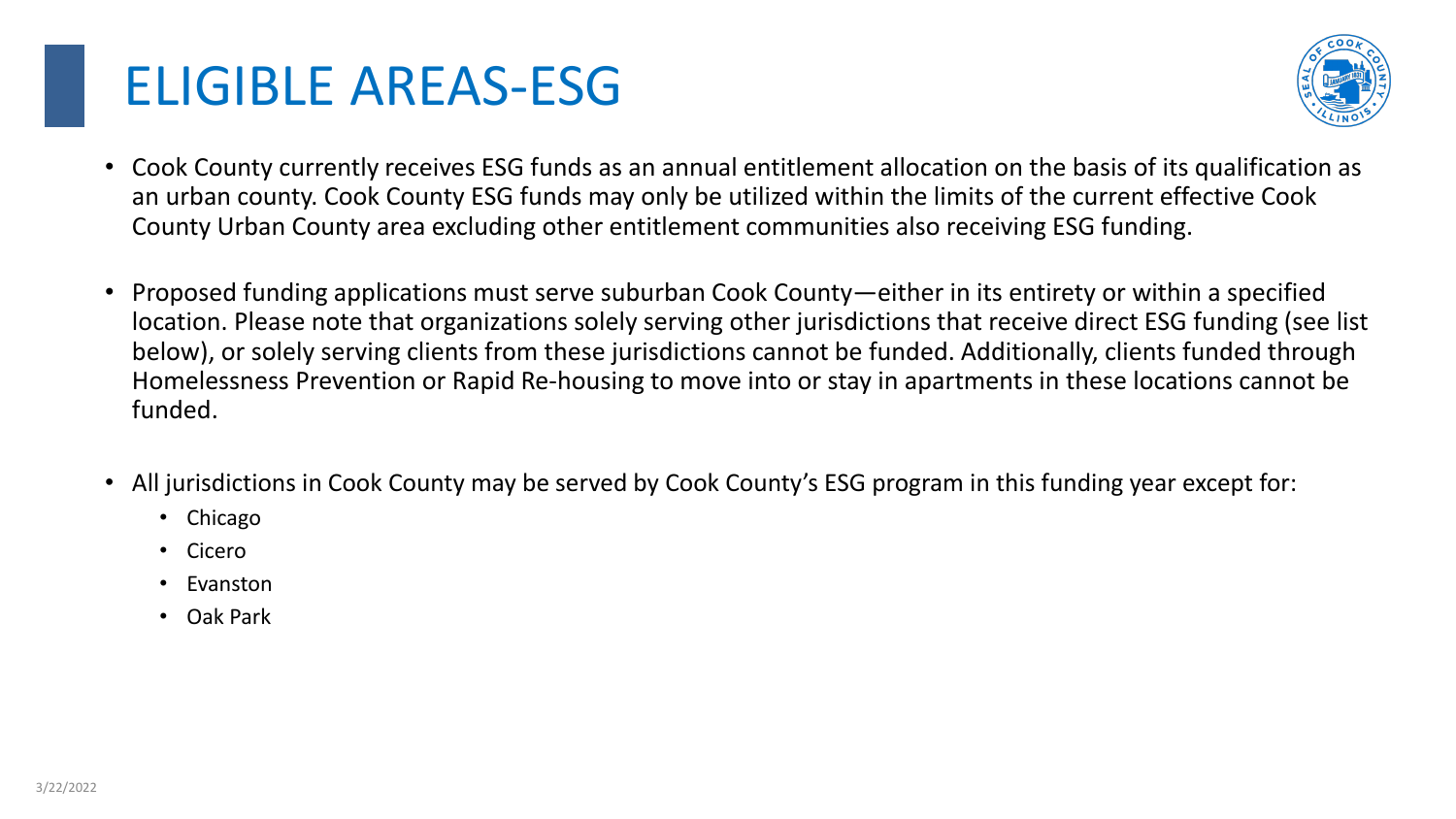# ELIGIBLE AREAS-ESG

- Cook County currently receives ESG funds as an annual entitlement allocation on the basis of its qualification as an urban county. Cook County ESG funds may only be utilized within the limits of the current effective Cook County Urban County area excluding other entitlement communities also receiving ESG funding.

- Proposed funding applications must serve suburban Cook County—either in its entirety or within a specified location. Please note that organizations solely serving other jurisdictions that receive direct ESG funding (see list below), or solely serving clients from these jurisdictions cannot be funded. Additionally, clients funded through Homelessness Prevention or Rapid Re-housing to move into or stay in apartments in these locations cannot be funded.

- All jurisdictions in Cook County may be served by Cook County's ESG program in this funding year except for:
  - Chicago
  - Cicero
  - Evanston
  - Oak Park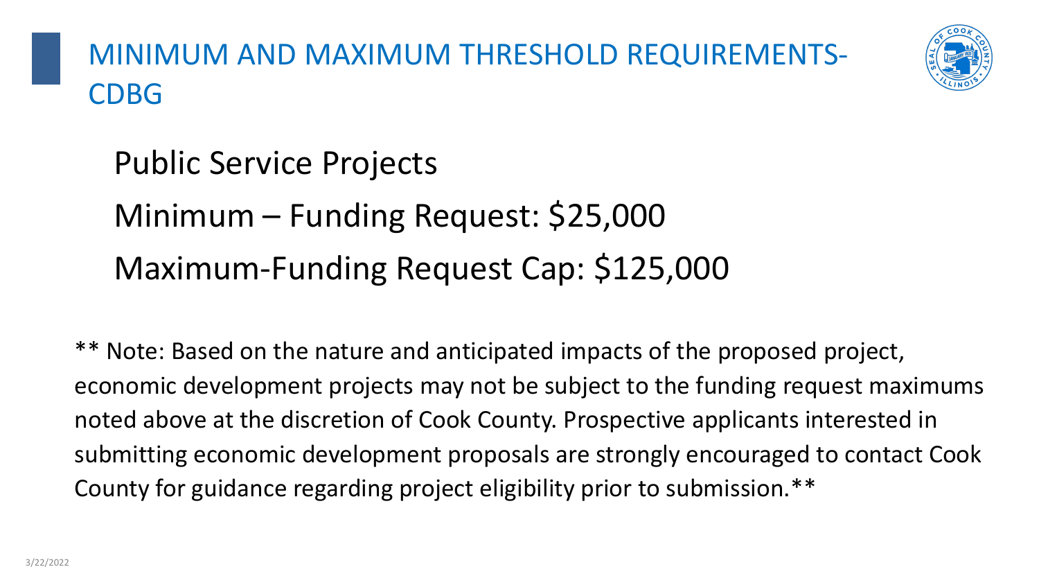# MINIMUM AND MAXIMUM THRESHOLD REQUIREMENTS-CDBG

Public Service Projects

Minimum – Funding Request: $25,000

Maximum-Funding Request Cap: $125,000

** Note: Based on the nature and anticipated impacts of the proposed project, economic development projects may not be subject to the funding request maximums noted above at the discretion of Cook County. Prospective applicants interested in submitting economic development proposals are strongly encouraged to contact Cook County for guidance regarding project eligibility prior to submission.**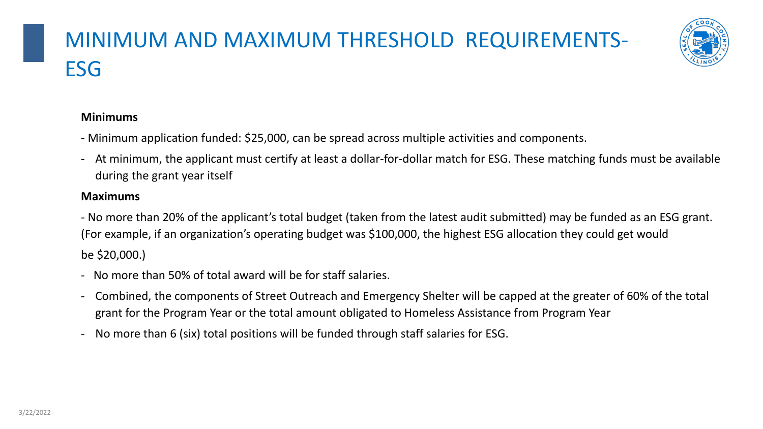# MINIMUM AND MAXIMUM THRESHOLD REQUIREMENTS-ESG

**Minimums**

- Minimum application funded: $25,000, can be spread across multiple activities and components.
- At minimum, the applicant must certify at least a dollar-for-dollar match for ESG. These matching funds must be available during the grant year itself

**Maximums**

- No more than 20% of the applicant's total budget (taken from the latest audit submitted) may be funded as an ESG grant. (For example, if an organization's operating budget was $100,000, the highest ESG allocation they could get would be $20,000.)
- No more than 50% of total award will be for staff salaries.
- Combined, the components of Street Outreach and Emergency Shelter will be capped at the greater of 60% of the total grant for the Program Year or the total amount obligated to Homeless Assistance from Program Year
- No more than 6 (six) total positions will be funded through staff salaries for ESG.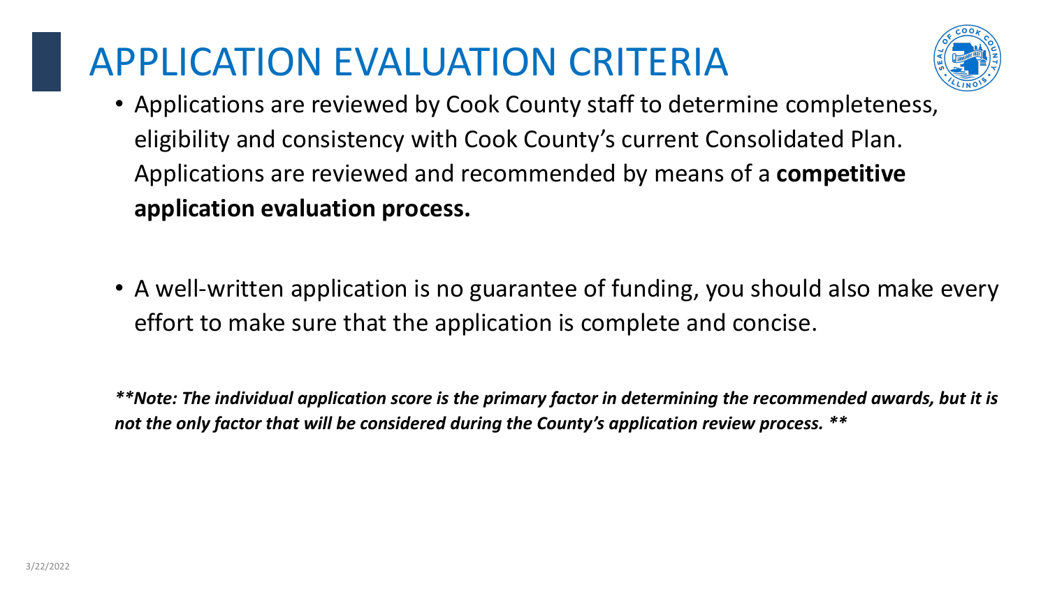# APPLICATION EVALUATION CRITERIA

- Applications are reviewed by Cook County staff to determine completeness, eligibility and consistency with Cook County's current Consolidated Plan. Applications are reviewed and recommended by means of a **competitive application evaluation process.**

- A well-written application is no guarantee of funding, you should also make every effort to make sure that the application is complete and concise.

***\*\*Note: The individual application score is the primary factor in determining the recommended awards, but it is not the only factor that will be considered during the County's application review process. \*\****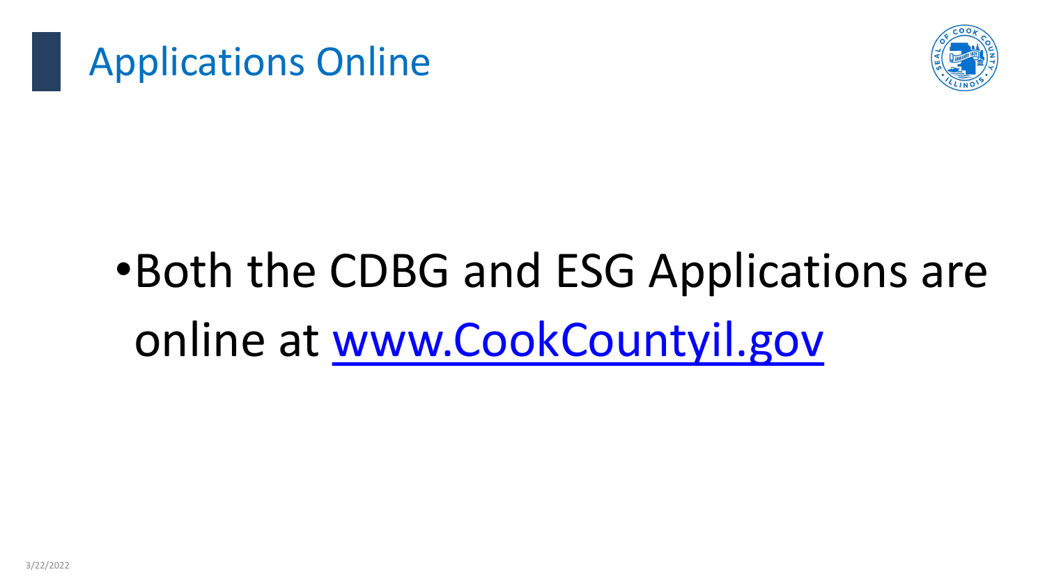# Applications Online

- Both the CDBG and ESG Applications are online at [www.CookCountyil.gov](http://www.CookCountyil.gov)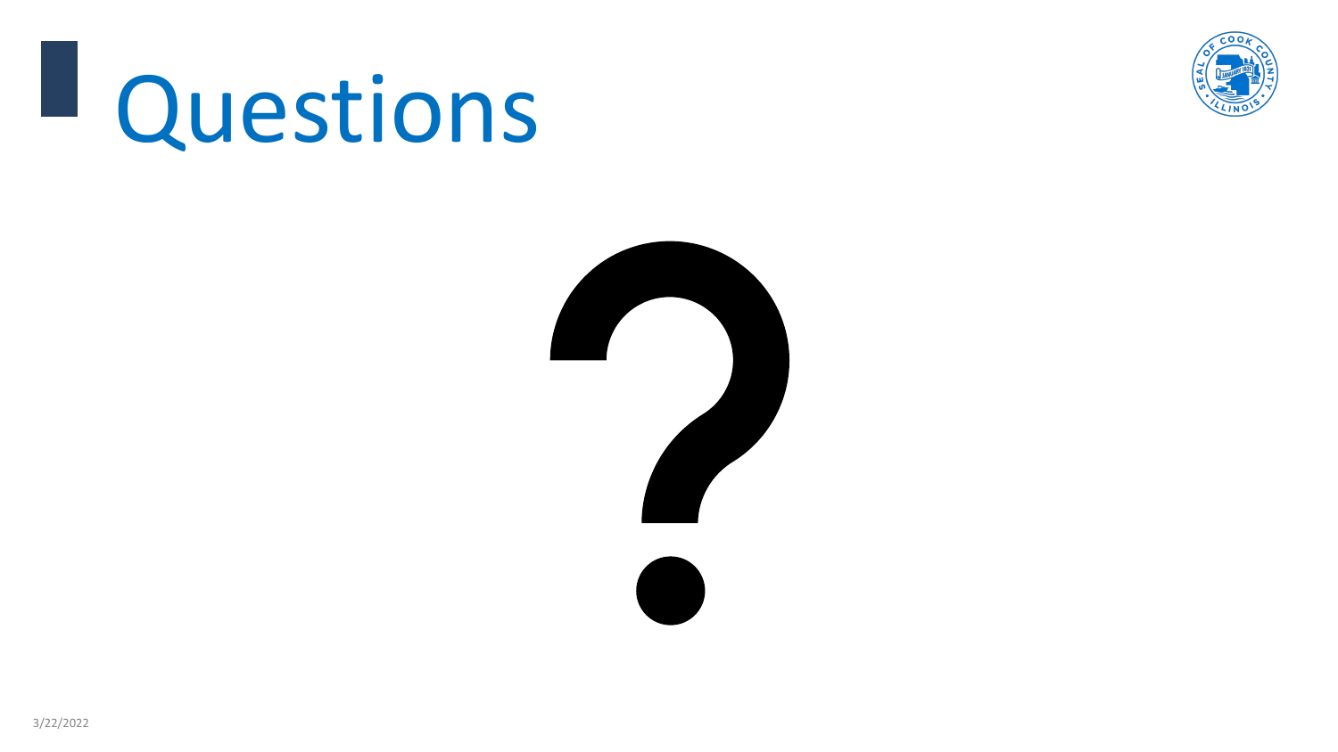# Questions

?